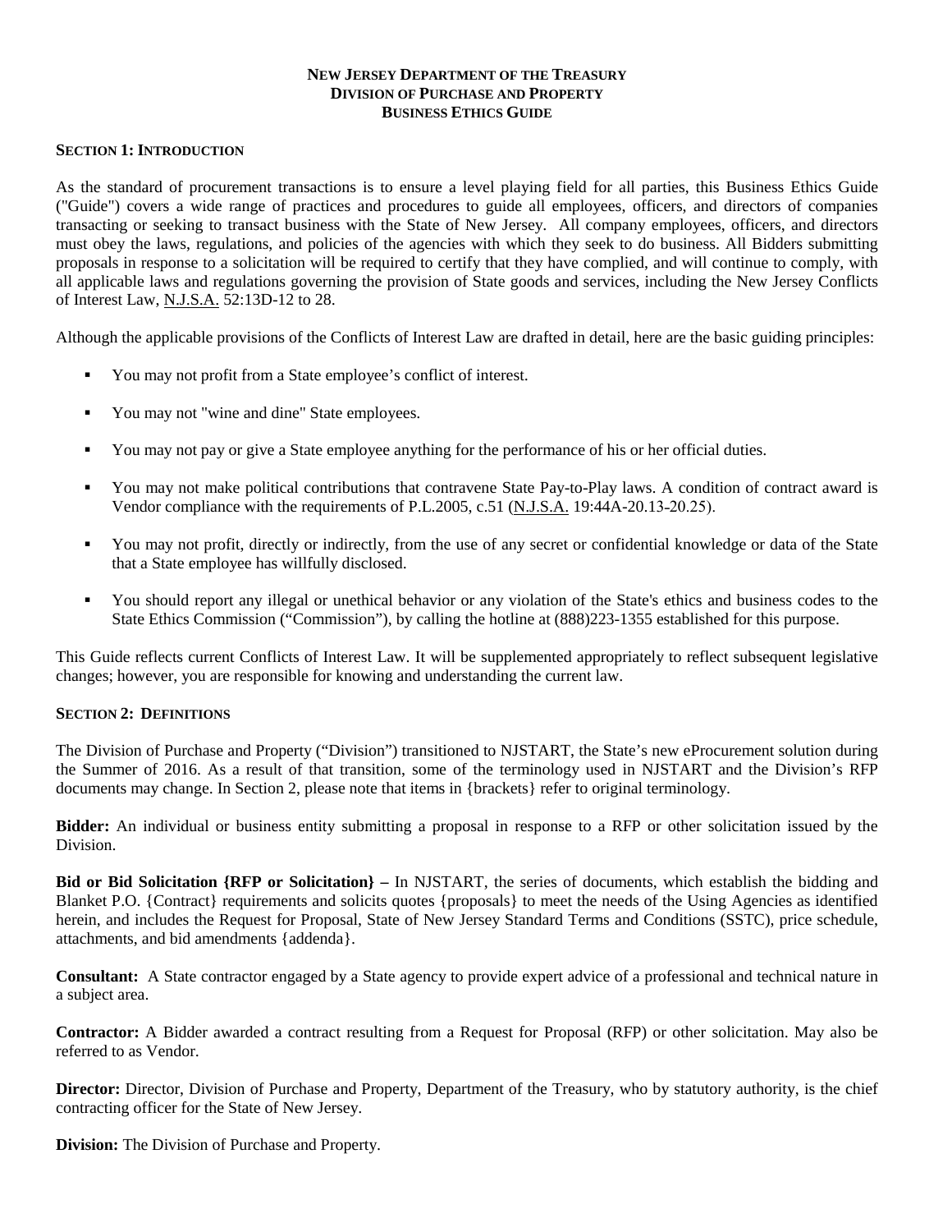# NEW JERSEY DEPARTMENT OF THE TREASURY
# DIVISION OF PURCHASE AND PROPERTY
# BUSINESS ETHICS GUIDE

## SECTION 1: INTRODUCTION

As the standard of procurement transactions is to ensure a level playing field for all parties, this Business Ethics Guide ("Guide") covers a wide range of practices and procedures to guide all employees, officers, and directors of companies transacting or seeking to transact business with the State of New Jersey. All company employees, officers, and directors must obey the laws, regulations, and policies of the agencies with which they seek to do business. All Bidders submitting proposals in response to a solicitation will be required to certify that they have complied, and will continue to comply, with all applicable laws and regulations governing the provision of State goods and services, including the New Jersey Conflicts of Interest Law, N.J.S.A. 52:13D-12 to 28.

Although the applicable provisions of the Conflicts of Interest Law are drafted in detail, here are the basic guiding principles:

- You may not profit from a State employee's conflict of interest.
- You may not "wine and dine" State employees.
- You may not pay or give a State employee anything for the performance of his or her official duties.
- You may not make political contributions that contravene State Pay-to-Play laws. A condition of contract award is Vendor compliance with the requirements of P.L.2005, c.51 (N.J.S.A. 19:44A-20.13-20.25).
- You may not profit, directly or indirectly, from the use of any secret or confidential knowledge or data of the State that a State employee has willfully disclosed.
- You should report any illegal or unethical behavior or any violation of the State's ethics and business codes to the State Ethics Commission ("Commission"), by calling the hotline at (888)223-1355 established for this purpose.

This Guide reflects current Conflicts of Interest Law. It will be supplemented appropriately to reflect subsequent legislative changes; however, you are responsible for knowing and understanding the current law.

## SECTION 2: DEFINITIONS

The Division of Purchase and Property ("Division") transitioned to NJSTART, the State's new eProcurement solution during the Summer of 2016. As a result of that transition, some of the terminology used in NJSTART and the Division's RFP documents may change. In Section 2, please note that items in {brackets} refer to original terminology.

**Bidder:** An individual or business entity submitting a proposal in response to a RFP or other solicitation issued by the Division.

**Bid or Bid Solicitation {RFP or Solicitation} –** In NJSTART, the series of documents, which establish the bidding and Blanket P.O. {Contract} requirements and solicits quotes {proposals} to meet the needs of the Using Agencies as identified herein, and includes the Request for Proposal, State of New Jersey Standard Terms and Conditions (SSTC), price schedule, attachments, and bid amendments {addenda}.

**Consultant:** A State contractor engaged by a State agency to provide expert advice of a professional and technical nature in a subject area.

**Contractor:** A Bidder awarded a contract resulting from a Request for Proposal (RFP) or other solicitation. May also be referred to as Vendor.

**Director:** Director, Division of Purchase and Property, Department of the Treasury, who by statutory authority, is the chief contracting officer for the State of New Jersey.

**Division:** The Division of Purchase and Property.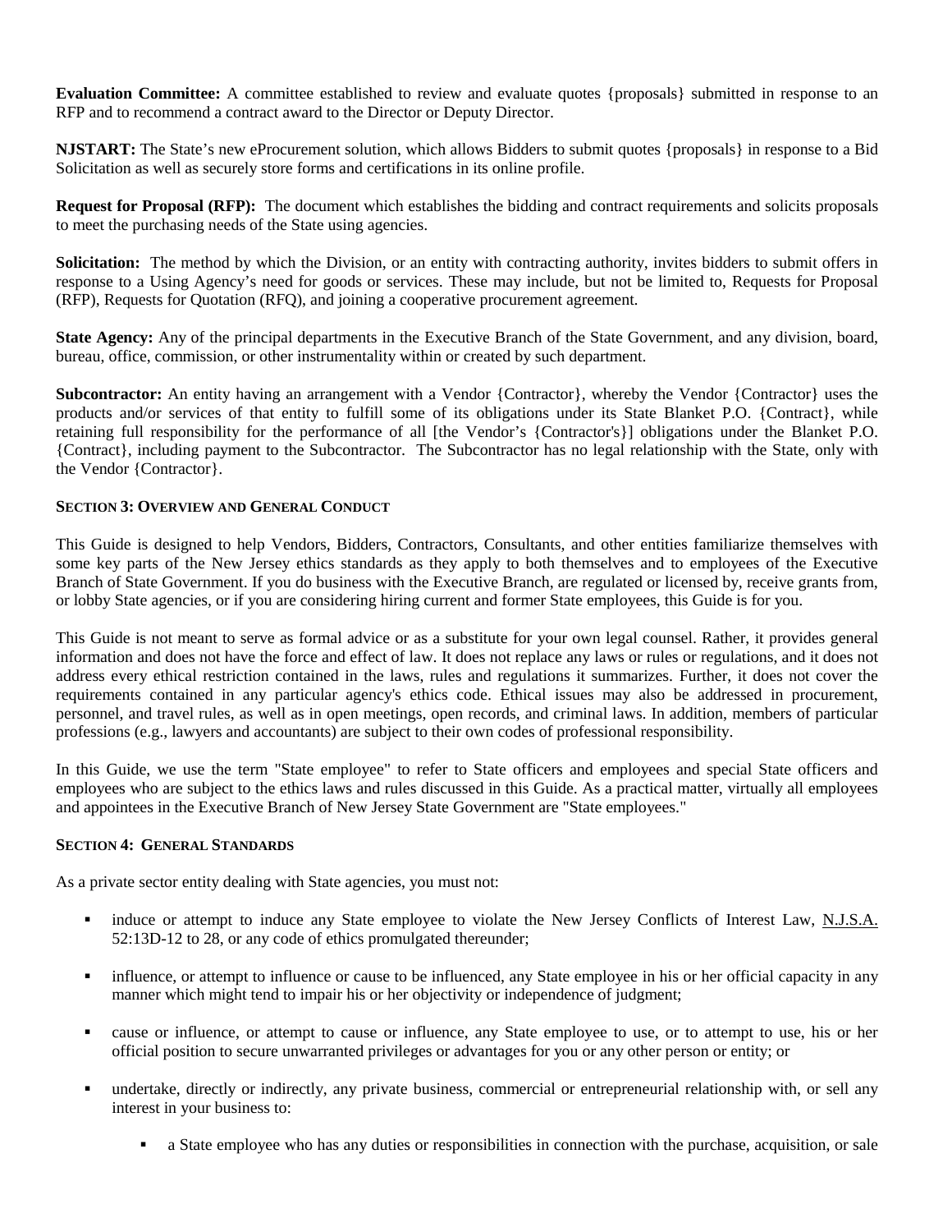**Evaluation Committee:** A committee established to review and evaluate quotes {proposals} submitted in response to an RFP and to recommend a contract award to the Director or Deputy Director.

**NJSTART:** The State's new eProcurement solution, which allows Bidders to submit quotes {proposals} in response to a Bid Solicitation as well as securely store forms and certifications in its online profile.

**Request for Proposal (RFP):** The document which establishes the bidding and contract requirements and solicits proposals to meet the purchasing needs of the State using agencies.

**Solicitation:** The method by which the Division, or an entity with contracting authority, invites bidders to submit offers in response to a Using Agency's need for goods or services. These may include, but not be limited to, Requests for Proposal (RFP), Requests for Quotation (RFQ), and joining a cooperative procurement agreement.

**State Agency:** Any of the principal departments in the Executive Branch of the State Government, and any division, board, bureau, office, commission, or other instrumentality within or created by such department.

**Subcontractor:** An entity having an arrangement with a Vendor {Contractor}, whereby the Vendor {Contractor} uses the products and/or services of that entity to fulfill some of its obligations under its State Blanket P.O. {Contract}, while retaining full responsibility for the performance of all [the Vendor's {Contractor's}] obligations under the Blanket P.O. {Contract}, including payment to the Subcontractor. The Subcontractor has no legal relationship with the State, only with the Vendor {Contractor}.

## SECTION 3: OVERVIEW AND GENERAL CONDUCT

This Guide is designed to help Vendors, Bidders, Contractors, Consultants, and other entities familiarize themselves with some key parts of the New Jersey ethics standards as they apply to both themselves and to employees of the Executive Branch of State Government. If you do business with the Executive Branch, are regulated or licensed by, receive grants from, or lobby State agencies, or if you are considering hiring current and former State employees, this Guide is for you.

This Guide is not meant to serve as formal advice or as a substitute for your own legal counsel. Rather, it provides general information and does not have the force and effect of law. It does not replace any laws or rules or regulations, and it does not address every ethical restriction contained in the laws, rules and regulations it summarizes. Further, it does not cover the requirements contained in any particular agency's ethics code. Ethical issues may also be addressed in procurement, personnel, and travel rules, as well as in open meetings, open records, and criminal laws. In addition, members of particular professions (e.g., lawyers and accountants) are subject to their own codes of professional responsibility.

In this Guide, we use the term "State employee" to refer to State officers and employees and special State officers and employees who are subject to the ethics laws and rules discussed in this Guide. As a practical matter, virtually all employees and appointees in the Executive Branch of New Jersey State Government are "State employees."

## SECTION 4: GENERAL STANDARDS

As a private sector entity dealing with State agencies, you must not:

- induce or attempt to induce any State employee to violate the New Jersey Conflicts of Interest Law, N.J.S.A. 52:13D-12 to 28, or any code of ethics promulgated thereunder;
- influence, or attempt to influence or cause to be influenced, any State employee in his or her official capacity in any manner which might tend to impair his or her objectivity or independence of judgment;
- cause or influence, or attempt to cause or influence, any State employee to use, or to attempt to use, his or her official position to secure unwarranted privileges or advantages for you or any other person or entity; or
- undertake, directly or indirectly, any private business, commercial or entrepreneurial relationship with, or sell any interest in your business to:
    - a State employee who has any duties or responsibilities in connection with the purchase, acquisition, or sale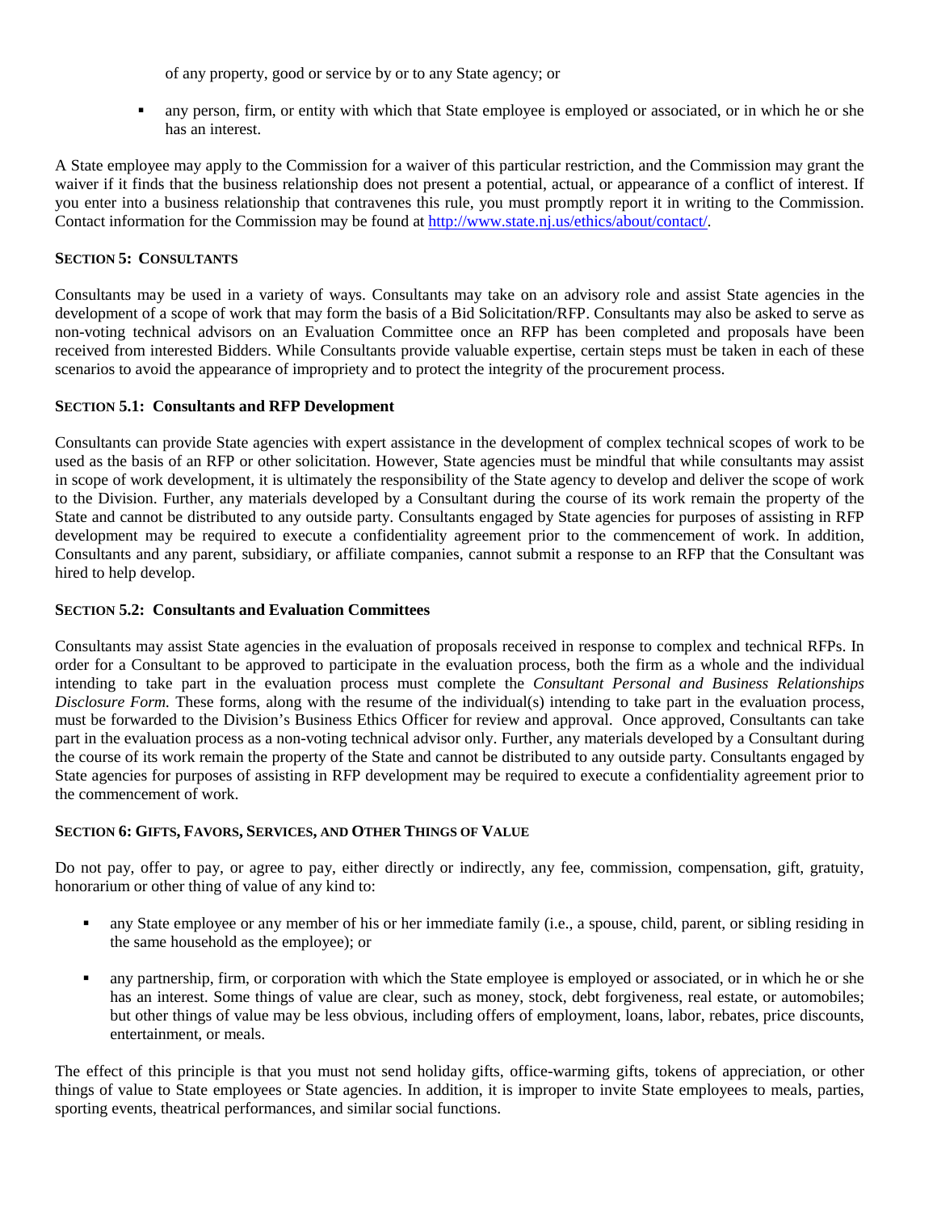of any property, good or service by or to any State agency; or

- any person, firm, or entity with which that State employee is employed or associated, or in which he or she has an interest.

A State employee may apply to the Commission for a waiver of this particular restriction, and the Commission may grant the waiver if it finds that the business relationship does not present a potential, actual, or appearance of a conflict of interest. If you enter into a business relationship that contravenes this rule, you must promptly report it in writing to the Commission. Contact information for the Commission may be found at [http://www.state.nj.us/ethics/about/contact/](http://www.state.nj.us/ethics/about/contact/).

### SECTION 5: CONSULTANTS

Consultants may be used in a variety of ways. Consultants may take on an advisory role and assist State agencies in the development of a scope of work that may form the basis of a Bid Solicitation/RFP. Consultants may also be asked to serve as non-voting technical advisors on an Evaluation Committee once an RFP has been completed and proposals have been received from interested Bidders. While Consultants provide valuable expertise, certain steps must be taken in each of these scenarios to avoid the appearance of impropriety and to protect the integrity of the procurement process.

### SECTION 5.1: Consultants and RFP Development

Consultants can provide State agencies with expert assistance in the development of complex technical scopes of work to be used as the basis of an RFP or other solicitation. However, State agencies must be mindful that while consultants may assist in scope of work development, it is ultimately the responsibility of the State agency to develop and deliver the scope of work to the Division. Further, any materials developed by a Consultant during the course of its work remain the property of the State and cannot be distributed to any outside party. Consultants engaged by State agencies for purposes of assisting in RFP development may be required to execute a confidentiality agreement prior to the commencement of work. In addition, Consultants and any parent, subsidiary, or affiliate companies, cannot submit a response to an RFP that the Consultant was hired to help develop.

### SECTION 5.2: Consultants and Evaluation Committees

Consultants may assist State agencies in the evaluation of proposals received in response to complex and technical RFPs. In order for a Consultant to be approved to participate in the evaluation process, both the firm as a whole and the individual intending to take part in the evaluation process must complete the *Consultant Personal and Business Relationships Disclosure Form.* These forms, along with the resume of the individual(s) intending to take part in the evaluation process, must be forwarded to the Division's Business Ethics Officer for review and approval. Once approved, Consultants can take part in the evaluation process as a non-voting technical advisor only. Further, any materials developed by a Consultant during the course of its work remain the property of the State and cannot be distributed to any outside party. Consultants engaged by State agencies for purposes of assisting in RFP development may be required to execute a confidentiality agreement prior to the commencement of work.

### SECTION 6: GIFTS, FAVORS, SERVICES, AND OTHER THINGS OF VALUE

Do not pay, offer to pay, or agree to pay, either directly or indirectly, any fee, commission, compensation, gift, gratuity, honorarium or other thing of value of any kind to:

- any State employee or any member of his or her immediate family (i.e., a spouse, child, parent, or sibling residing in the same household as the employee); or
- any partnership, firm, or corporation with which the State employee is employed or associated, or in which he or she has an interest. Some things of value are clear, such as money, stock, debt forgiveness, real estate, or automobiles; but other things of value may be less obvious, including offers of employment, loans, labor, rebates, price discounts, entertainment, or meals.

The effect of this principle is that you must not send holiday gifts, office-warming gifts, tokens of appreciation, or other things of value to State employees or State agencies. In addition, it is improper to invite State employees to meals, parties, sporting events, theatrical performances, and similar social functions.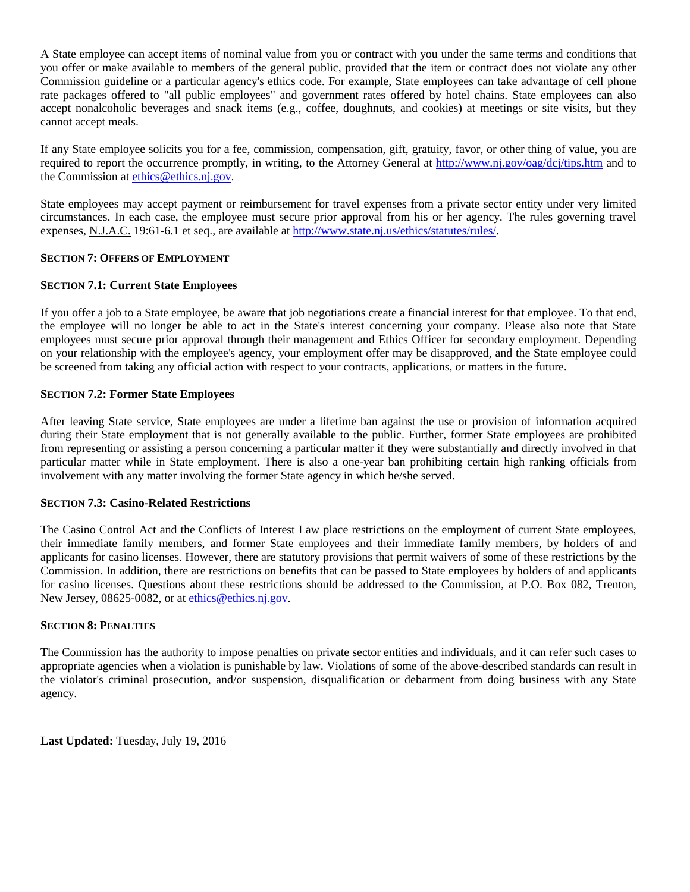A State employee can accept items of nominal value from you or contract with you under the same terms and conditions that you offer or make available to members of the general public, provided that the item or contract does not violate any other Commission guideline or a particular agency's ethics code. For example, State employees can take advantage of cell phone rate packages offered to "all public employees" and government rates offered by hotel chains. State employees can also accept nonalcoholic beverages and snack items (e.g., coffee, doughnuts, and cookies) at meetings or site visits, but they cannot accept meals.

If any State employee solicits you for a fee, commission, compensation, gift, gratuity, favor, or other thing of value, you are required to report the occurrence promptly, in writing, to the Attorney General at http://www.nj.gov/oag/dcj/tips.htm and to the Commission at ethics@ethics.nj.gov.

State employees may accept payment or reimbursement for travel expenses from a private sector entity under very limited circumstances. In each case, the employee must secure prior approval from his or her agency. The rules governing travel expenses, N.J.A.C. 19:61-6.1 et seq., are available at http://www.state.nj.us/ethics/statutes/rules/.

### SECTION 7: OFFERS OF EMPLOYMENT

#### SECTION 7.1: Current State Employees

If you offer a job to a State employee, be aware that job negotiations create a financial interest for that employee. To that end, the employee will no longer be able to act in the State's interest concerning your company. Please also note that State employees must secure prior approval through their management and Ethics Officer for secondary employment. Depending on your relationship with the employee's agency, your employment offer may be disapproved, and the State employee could be screened from taking any official action with respect to your contracts, applications, or matters in the future.

#### SECTION 7.2: Former State Employees

After leaving State service, State employees are under a lifetime ban against the use or provision of information acquired during their State employment that is not generally available to the public. Further, former State employees are prohibited from representing or assisting a person concerning a particular matter if they were substantially and directly involved in that particular matter while in State employment. There is also a one-year ban prohibiting certain high ranking officials from involvement with any matter involving the former State agency in which he/she served.

#### SECTION 7.3: Casino-Related Restrictions

The Casino Control Act and the Conflicts of Interest Law place restrictions on the employment of current State employees, their immediate family members, and former State employees and their immediate family members, by holders of and applicants for casino licenses. However, there are statutory provisions that permit waivers of some of these restrictions by the Commission. In addition, there are restrictions on benefits that can be passed to State employees by holders of and applicants for casino licenses. Questions about these restrictions should be addressed to the Commission, at P.O. Box 082, Trenton, New Jersey, 08625-0082, or at ethics@ethics.nj.gov.

### SECTION 8: PENALTIES

The Commission has the authority to impose penalties on private sector entities and individuals, and it can refer such cases to appropriate agencies when a violation is punishable by law. Violations of some of the above-described standards can result in the violator's criminal prosecution, and/or suspension, disqualification or debarment from doing business with any State agency.

**Last Updated:** Tuesday, July 19, 2016